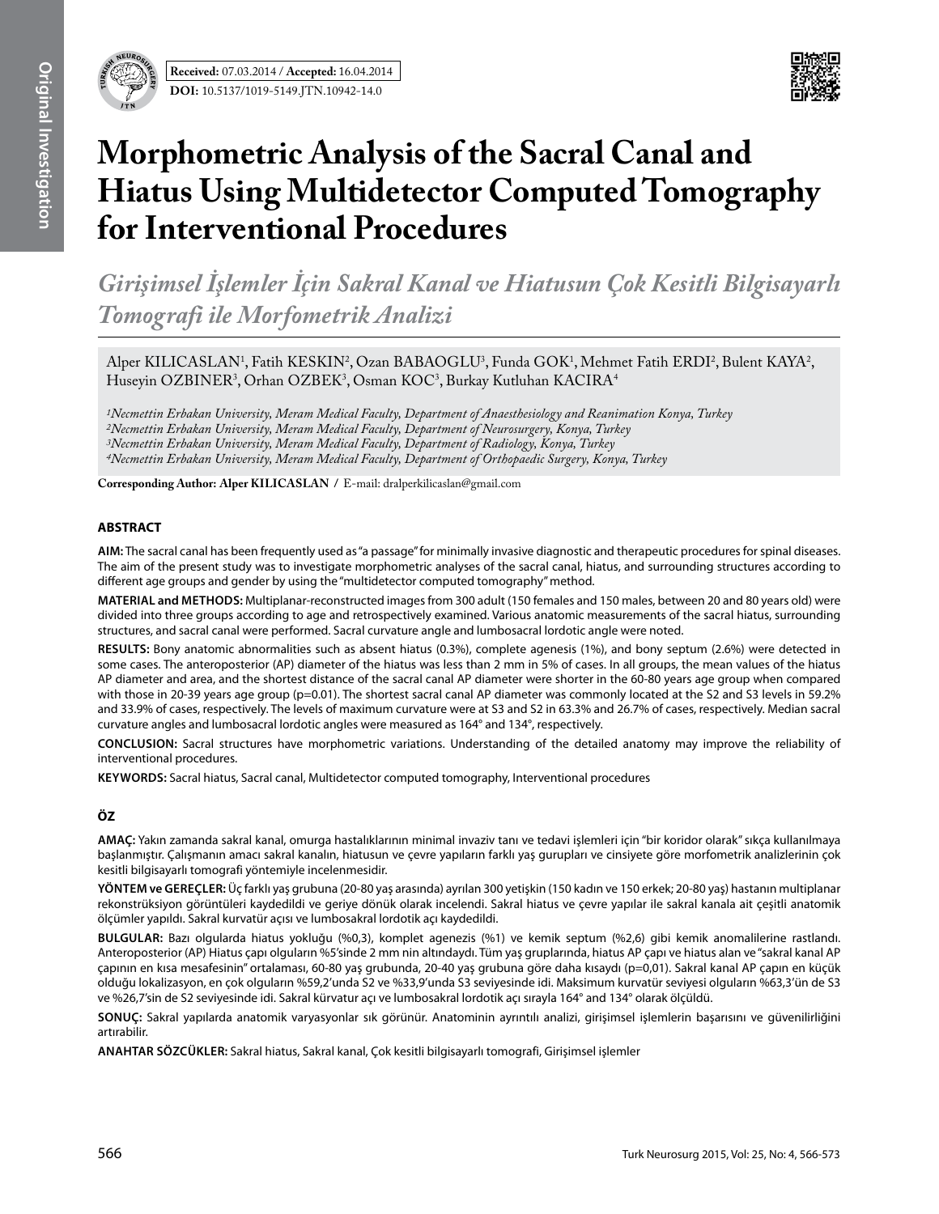Received: 07.03.2014 / Accepted: 16.04.2014

DOI: 10.5137/1019-5149.JTN.10942-14.0

# Morphometric Analysis of the Sacral Canal and Hiatus Using Multidetector Computed Tomography for Interventional Procedures

## *Girişimsel İşlemler İçin Sakral Kanal ve Hiatusun Çok Kesitli Bilgisayarlı Tomografi ile Morfometrik Analizi*

Alper KILICASLAN[1], Fatih KESKIN[2], Ozan BABAOGLU[3], Funda GOK[1], Mehmet Fatih ERDI[2], Bulent KAYA[2], Huseyin OZBINER[3], Orhan OZBEK[3], Osman KOC[3], Burkay Kutluhan KACIRA[4]

*[1]Necmettin Erbakan University, Meram Medical Faculty, Department of Anaesthesiology and Reanimation Konya, Turkey*
*[2]Necmettin Erbakan University, Meram Medical Faculty, Department of Neurosurgery, Konya, Turkey*
*[3]Necmettin Erbakan University, Meram Medical Faculty, Department of Radiology, Konya, Turkey*
*[4]Necmettin Erbakan University, Meram Medical Faculty, Department of Orthopaedic Surgery, Konya, Turkey*

**Corresponding Author: Alper KILICASLAN** / E-mail: dralperkilicaslan@gmail.com

### ABSTRACT

**AIM:** The sacral canal has been frequently used as "a passage" for minimally invasive diagnostic and therapeutic procedures for spinal diseases. The aim of the present study was to investigate morphometric analyses of the sacral canal, hiatus, and surrounding structures according to different age groups and gender by using the "multidetector computed tomography" method.

**MATERIAL and METHODS:** Multiplanar-reconstructed images from 300 adult (150 females and 150 males, between 20 and 80 years old) were divided into three groups according to age and retrospectively examined. Various anatomic measurements of the sacral hiatus, surrounding structures, and sacral canal were performed. Sacral curvature angle and lumbosacral lordotic angle were noted.

**RESULTS:** Bony anatomic abnormalities such as absent hiatus (0.3%), complete agenesis (1%), and bony septum (2.6%) were detected in some cases. The anteroposterior (AP) diameter of the hiatus was less than 2 mm in 5% of cases. In all groups, the mean values of the hiatus AP diameter and area, and the shortest distance of the sacral canal AP diameter were shorter in the 60-80 years age group when compared with those in 20-39 years age group (p=0.01). The shortest sacral canal AP diameter was commonly located at the S2 and S3 levels in 59.2% and 33.9% of cases, respectively. The levels of maximum curvature were at S3 and S2 in 63.3% and 26.7% of cases, respectively. Median sacral curvature angles and lumbosacral lordotic angles were measured as 164° and 134°, respectively.

**CONCLUSION:** Sacral structures have morphometric variations. Understanding of the detailed anatomy may improve the reliability of interventional procedures.

**KEYWORDS:** Sacral hiatus, Sacral canal, Multidetector computed tomography, Interventional procedures

### ÖZ

**AMAÇ:** Yakın zamanda sakral kanal, omurga hastalıklarının minimal invaziv tanı ve tedavi işlemleri için "bir koridor olarak" sıkça kullanılmaya başlanmıştır. Çalışmanın amacı sakral kanalın, hiatusun ve çevre yapıların farklı yaş gurupları ve cinsiyete göre morfometrik analizlerinin çok kesitli bilgisayarlı tomografi yöntemiyle incelenmesidir.

**YÖNTEM ve GEREÇLER:** Üç farklı yaş grubuna (20-80 yaş arasında) ayrılan 300 yetişkin (150 kadın ve 150 erkek; 20-80 yaş) hastanın multiplanar rekonstrüksiyon görüntüleri kaydedildi ve geriye dönük olarak incelendi. Sakral hiatus ve çevre yapılar ile sakral kanala ait çeşitli anatomik ölçümler yapıldı. Sakral kurvatür açısı ve lumbosakral lordotik açı kaydedildi.

**BULGULAR:** Bazı olgularda hiatus yokluğu (%0,3), komplet agenezis (%1) ve kemik septum (%2,6) gibi kemik anomalilerine rastlandı. Anteroposterior (AP) Hiatus çapı olguların %5'sinde 2 mm nin altındaydı. Tüm yaş gruplarında, hiatus AP çapı ve hiatus alan ve "sakral kanal AP çapının en kısa mesafesinin" ortalaması, 60-80 yaş grubunda, 20-40 yaş grubuna göre daha kısaydı (p=0,01). Sakral kanal AP çapın en küçük olduğu lokalizasyon, en çok olguların %59,2'unda S2 ve %33,9'unda S3 seviyesinde idi. Maksimum kurvatür seviyesi olguların %63,3'ün de S3 ve %26,7'sin de S2 seviyesinde idi. Sakral kürvatur açı ve lumbosakral lordotik açı sırayla 164° and 134° olarak ölçüldü.

**SONUÇ:** Sakral yapılarda anatomik varyasyonlar sık görünür. Anatominin ayrıntılı analizi, girişimsel işlemlerin başarısını ve güvenilirliğini artırabilir.

**ANAHTAR SÖZCÜKLER:** Sakral hiatus, Sakral kanal, Çok kesitli bilgisayarlı tomografi, Girişimsel işlemler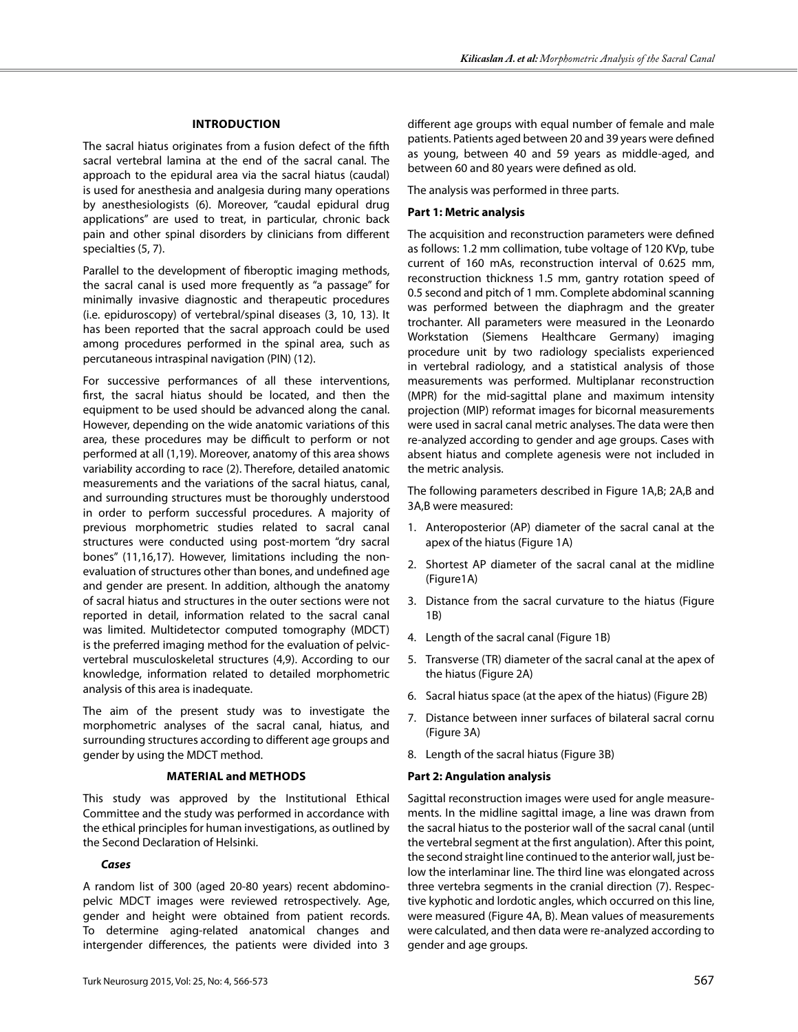## INTRODUCTION

The sacral hiatus originates from a fusion defect of the fifth sacral vertebral lamina at the end of the sacral canal. The approach to the epidural area via the sacral hiatus (caudal) is used for anesthesia and analgesia during many operations by anesthesiologists (6). Moreover, "caudal epidural drug applications" are used to treat, in particular, chronic back pain and other spinal disorders by clinicians from different specialties (5, 7).

Parallel to the development of fiberoptic imaging methods, the sacral canal is used more frequently as "a passage" for minimally invasive diagnostic and therapeutic procedures (i.e. epiduroscopy) of vertebral/spinal diseases (3, 10, 13). It has been reported that the sacral approach could be used among procedures performed in the spinal area, such as percutaneous intraspinal navigation (PIN) (12).

For successive performances of all these interventions, first, the sacral hiatus should be located, and then the equipment to be used should be advanced along the canal. However, depending on the wide anatomic variations of this area, these procedures may be difficult to perform or not performed at all (1,19). Moreover, anatomy of this area shows variability according to race (2). Therefore, detailed anatomic measurements and the variations of the sacral hiatus, canal, and surrounding structures must be thoroughly understood in order to perform successful procedures. A majority of previous morphometric studies related to sacral canal structures were conducted using post-mortem "dry sacral bones" (11,16,17). However, limitations including the non-evaluation of structures other than bones, and undefined age and gender are present. In addition, although the anatomy of sacral hiatus and structures in the outer sections were not reported in detail, information related to the sacral canal was limited. Multidetector computed tomography (MDCT) is the preferred imaging method for the evaluation of pelvic-vertebral musculoskeletal structures (4,9). According to our knowledge, information related to detailed morphometric analysis of this area is inadequate.

The aim of the present study was to investigate the morphometric analyses of the sacral canal, hiatus, and surrounding structures according to different age groups and gender by using the MDCT method.

## MATERIAL and METHODS

This study was approved by the Institutional Ethical Committee and the study was performed in accordance with the ethical principles for human investigations, as outlined by the Second Declaration of Helsinki.

### *Cases*

A random list of 300 (aged 20-80 years) recent abdomino-pelvic MDCT images were reviewed retrospectively. Age, gender and height were obtained from patient records. To determine aging-related anatomical changes and intergender differences, the patients were divided into 3 different age groups with equal number of female and male patients. Patients aged between 20 and 39 years were defined as young, between 40 and 59 years as middle-aged, and between 60 and 80 years were defined as old.

The analysis was performed in three parts.

### **Part 1: Metric analysis**

The acquisition and reconstruction parameters were defined as follows: 1.2 mm collimation, tube voltage of 120 KVp, tube current of 160 mAs, reconstruction interval of 0.625 mm, reconstruction thickness 1.5 mm, gantry rotation speed of 0.5 second and pitch of 1 mm. Complete abdominal scanning was performed between the diaphragm and the greater trochanter. All parameters were measured in the Leonardo Workstation (Siemens Healthcare Germany) imaging procedure unit by two radiology specialists experienced in vertebral radiology, and a statistical analysis of those measurements was performed. Multiplanar reconstruction (MPR) for the mid-sagittal plane and maximum intensity projection (MIP) reformat images for bicornal measurements were used in sacral canal metric analyses. The data were then re-analyzed according to gender and age groups. Cases with absent hiatus and complete agenesis were not included in the metric analysis.

The following parameters described in Figure 1A,B; 2A,B and 3A,B were measured:

1. Anteroposterior (AP) diameter of the sacral canal at the apex of the hiatus (Figure 1A)
2. Shortest AP diameter of the sacral canal at the midline (Figure1A)
3. Distance from the sacral curvature to the hiatus (Figure 1B)
4. Length of the sacral canal (Figure 1B)
5. Transverse (TR) diameter of the sacral canal at the apex of the hiatus (Figure 2A)
6. Sacral hiatus space (at the apex of the hiatus) (Figure 2B)
7. Distance between inner surfaces of bilateral sacral cornu (Figure 3A)
8. Length of the sacral hiatus (Figure 3B)

### **Part 2: Angulation analysis**

Sagittal reconstruction images were used for angle measurements. In the midline sagittal image, a line was drawn from the sacral hiatus to the posterior wall of the sacral canal (until the vertebral segment at the first angulation). After this point, the second straight line continued to the anterior wall, just below the interlaminar line. The third line was elongated across three vertebra segments in the cranial direction (7). Respective kyphotic and lordotic angles, which occurred on this line, were measured (Figure 4A, B). Mean values of measurements were calculated, and then data were re-analyzed according to gender and age groups.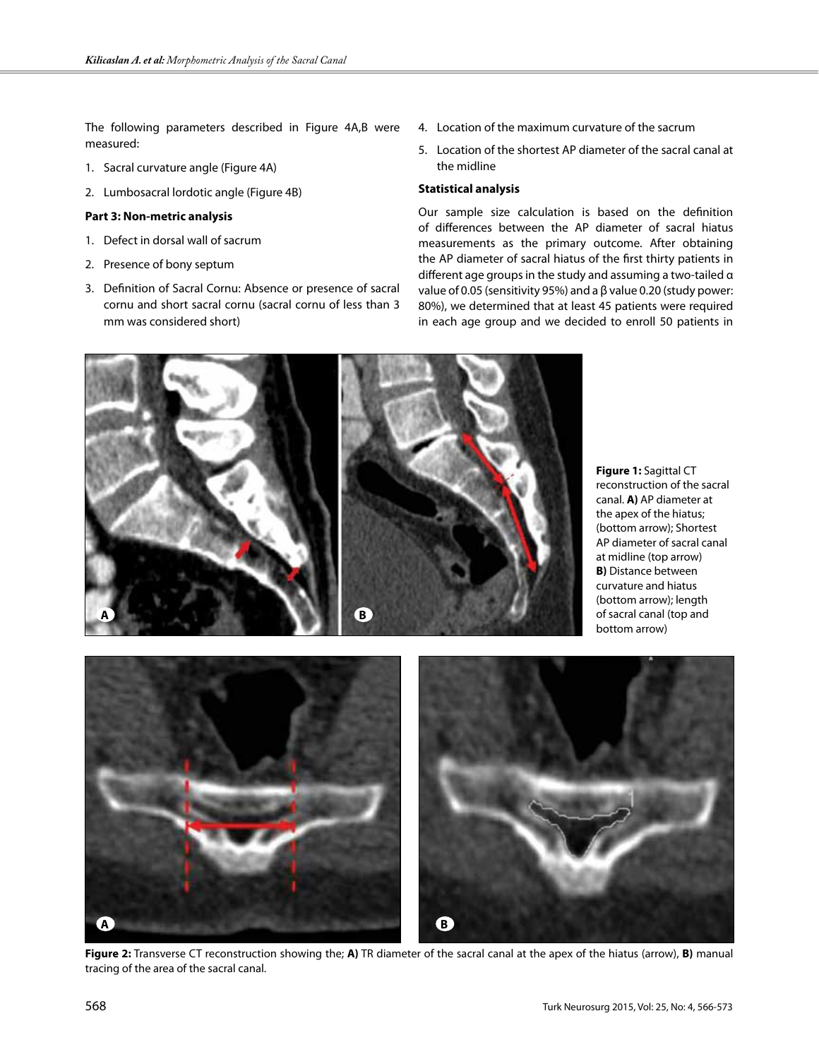The following parameters described in Figure 4A,B were measured:

1. Sacral curvature angle (Figure 4A)
2. Lumbosacral lordotic angle (Figure 4B)

**Part 3: Non-metric analysis**

1. Defect in dorsal wall of sacrum
2. Presence of bony septum
3. Definition of Sacral Cornu: Absence or presence of sacral cornu and short sacral cornu (sacral cornu of less than 3 mm was considered short)
4. Location of the maximum curvature of the sacrum
5. Location of the shortest AP diameter of the sacral canal at the midline

**Statistical analysis**

Our sample size calculation is based on the definition of differences between the AP diameter of sacral hiatus measurements as the primary outcome. After obtaining the AP diameter of sacral hiatus of the first thirty patients in different age groups in the study and assuming a two-tailed $\alpha$ value of 0.05 (sensitivity 95%) and a $\beta$ value 0.20 (study power: 80%), we determined that at least 45 patients were required in each age group and we decided to enroll 50 patients in

**Figure 1:** Sagittal CT reconstruction of the sacral canal. **A)** AP diameter at the apex of the hiatus; (bottom arrow); Shortest AP diameter of sacral canal at midline (top arrow) **B)** Distance between curvature and hiatus (bottom arrow); length of sacral canal (top and bottom arrow)

**Figure 2:** Transverse CT reconstruction showing the; **A)** TR diameter of the sacral canal at the apex of the hiatus (arrow), **B)** manual tracing of the area of the sacral canal.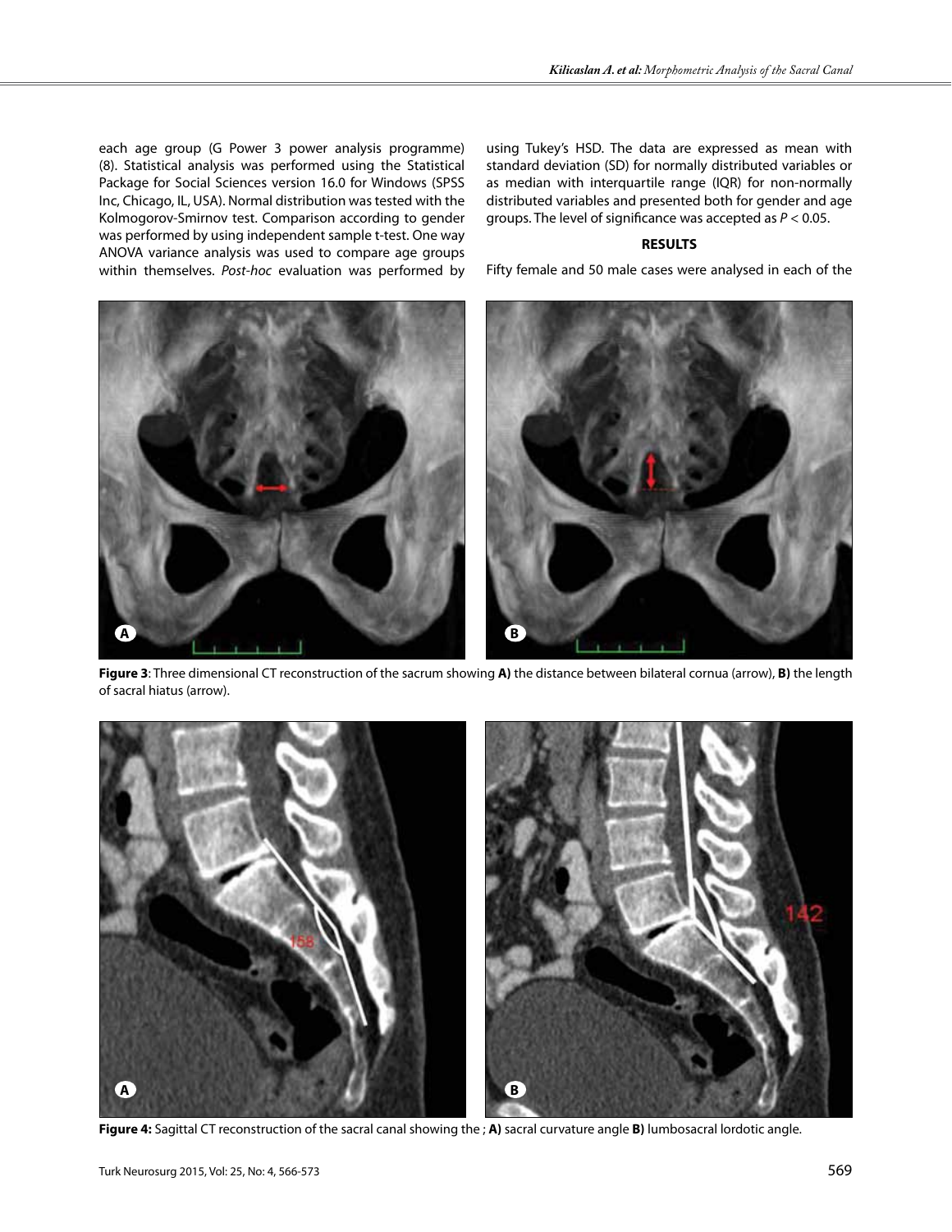each age group (G Power 3 power analysis programme) (8). Statistical analysis was performed using the Statistical Package for Social Sciences version 16.0 for Windows (SPSS Inc, Chicago, IL, USA). Normal distribution was tested with the Kolmogorov-Smirnov test. Comparison according to gender was performed by using independent sample t-test. One way ANOVA variance analysis was used to compare age groups within themselves. *Post-hoc* evaluation was performed by using Tukey's HSD. The data are expressed as mean with standard deviation (SD) for normally distributed variables or as median with interquartile range (IQR) for non-normally distributed variables and presented both for gender and age groups. The level of significance was accepted as $P < 0.05$.

## RESULTS

Fifty female and 50 male cases were analysed in each of the

**Figure 3**: Three dimensional CT reconstruction of the sacrum showing **A)** the distance between bilateral cornua (arrow), **B)** the length of sacral hiatus (arrow).

**Figure 4:** Sagittal CT reconstruction of the sacral canal showing the ; **A)** sacral curvature angle **B)** lumbosacral lordotic angle.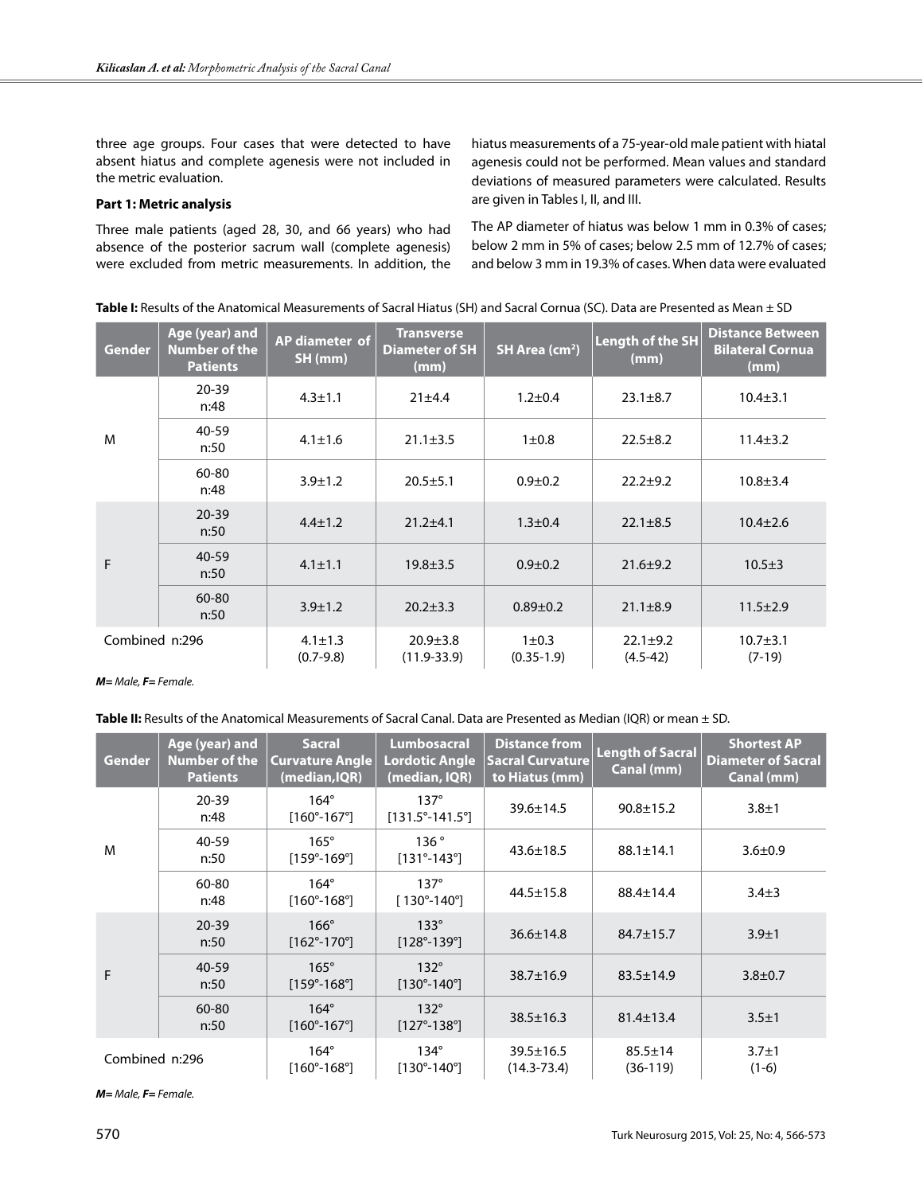three age groups. Four cases that were detected to have absent hiatus and complete agenesis were not included in the metric evaluation.

**Part 1: Metric analysis**

Three male patients (aged 28, 30, and 66 years) who had absence of the posterior sacrum wall (complete agenesis) were excluded from metric measurements. In addition, the hiatus measurements of a 75-year-old male patient with hiatal agenesis could not be performed. Mean values and standard deviations of measured parameters were calculated. Results are given in Tables I, II, and III.

The AP diameter of hiatus was below 1 mm in 0.3% of cases; below 2 mm in 5% of cases; below 2.5 mm of 12.7% of cases; and below 3 mm in 19.3% of cases. When data were evaluated

**Table I:** Results of the Anatomical Measurements of Sacral Hiatus (SH) and Sacral Cornua (SC). Data are Presented as Mean ± SD

| Gender | Age (year) and Number of the Patients | AP diameter of SH (mm) | Transverse Diameter of SH (mm) | SH Area ($cm^2$) | Length of the SH (mm) | Distance Between Bilateral Cornua (mm) |
|---|---|---|---|---|---|---|
| M | 20-39 n:48 | 4.3±1.1 | 21±4.4 | 1.2±0.4 | 23.1±8.7 | 10.4±3.1 |
| | 40-59 n:50 | 4.1±1.6 | 21.1±3.5 | 1±0.8 | 22.5±8.2 | 11.4±3.2 |
| | 60-80 n:48 | 3.9±1.2 | 20.5±5.1 | 0.9±0.2 | 22.2±9.2 | 10.8±3.4 |
| F | 20-39 n:50 | 4.4±1.2 | 21.2±4.1 | 1.3±0.4 | 22.1±8.5 | 10.4±2.6 |
| | 40-59 n:50 | 4.1±1.1 | 19.8±3.5 | 0.9±0.2 | 21.6±9.2 | 10.5±3 |
| | 60-80 n:50 | 3.9±1.2 | 20.2±3.3 | 0.89±0.2 | 21.1±8.9 | 11.5±2.9 |
| Combined n:296 | | 4.1±1.3 (0.7-9.8) | 20.9±3.8 (11.9-33.9) | 1±0.3 (0.35-1.9) | 22.1±9.2 (4.5-42) | 10.7±3.1 (7-19) |

***M**= Male, **F**= Female.*

**Table II:** Results of the Anatomical Measurements of Sacral Canal. Data are Presented as Median (IQR) or mean ± SD.

| Gender | Age (year) and Number of the Patients | Sacral Curvature Angle (median,IQR) | Lumbosacral Lordotic Angle (median, IQR) | Distance from Sacral Curvature to Hiatus (mm) | Length of Sacral Canal (mm) | Shortest AP Diameter of Sacral Canal (mm) |
|---|---|---|---|---|---|---|
| M | 20-39 n:48 | 164° [160°-167°] | 137° [131.5°-141.5°] | 39.6±14.5 | 90.8±15.2 | 3.8±1 |
| | 40-59 n:50 | 165° [159°-169°] | 136 ° [131°-143°] | 43.6±18.5 | 88.1±14.1 | 3.6±0.9 |
| | 60-80 n:48 | 164° [160°-168°] | 137° [ 130°-140°] | 44.5±15.8 | 88.4±14.4 | 3.4±3 |
| F | 20-39 n:50 | 166° [162°-170°] | 133° [128°-139°] | 36.6±14.8 | 84.7±15.7 | 3.9±1 |
| | 40-59 n:50 | 165° [159°-168°] | 132° [130°-140°] | 38.7±16.9 | 83.5±14.9 | 3.8±0.7 |
| | 60-80 n:50 | 164° [160°-167°] | 132° [127°-138°] | 38.5±16.3 | 81.4±13.4 | 3.5±1 |
| Combined n:296 | | 164° [160°-168°] | 134° [130°-140°] | 39.5±16.5 (14.3-73.4) | 85.5±14 (36-119) | 3.7±1 (1-6) |

***M**= Male, **F**= Female.*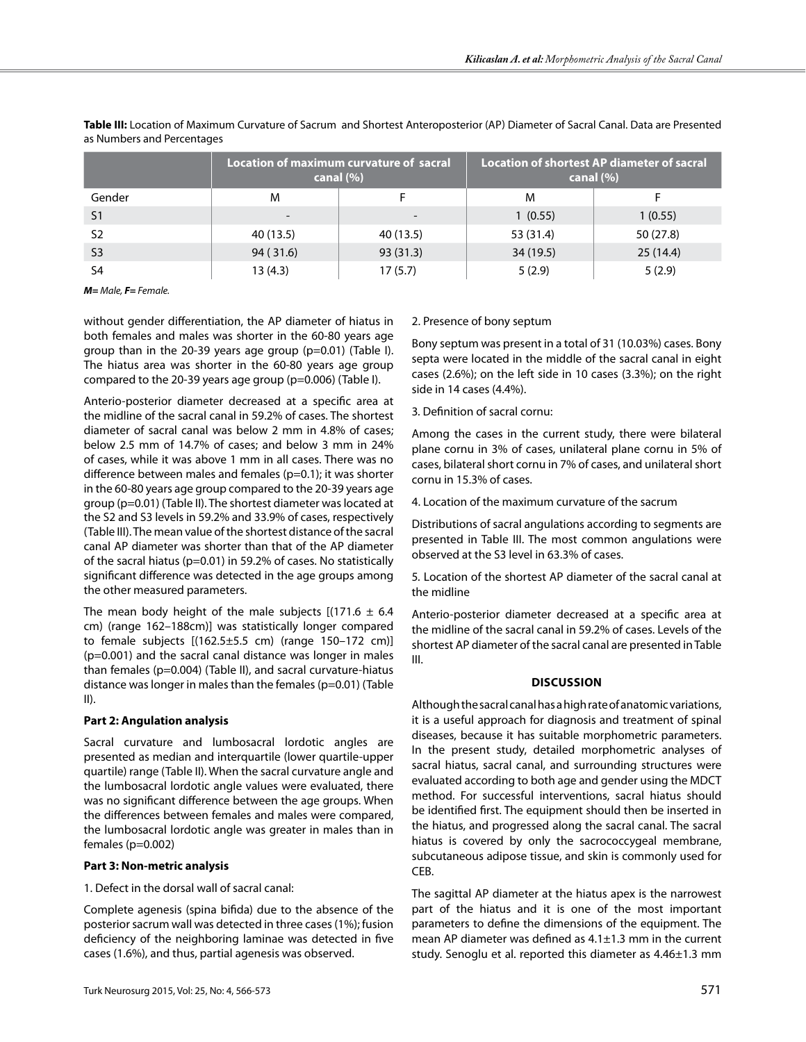**Table III:** Location of Maximum Curvature of Sacrum and Shortest Anteroposterior (AP) Diameter of Sacral Canal. Data are Presented as Numbers and Percentages

| | Location of maximum curvature of sacral canal (%) | | Location of shortest AP diameter of sacral canal (%) | |
|---|---|---|---|---|
| Gender | M | F | M | F |
| S1 | - | - | 1 (0.55) | 1 (0.55) |
| S2 | 40 (13.5) | 40 (13.5) | 53 (31.4) | 50 (27.8) |
| S3 | 94 ( 31.6) | 93 (31.3) | 34 (19.5) | 25 (14.4) |
| S4 | 13 (4.3) | 17 (5.7) | 5 (2.9) | 5 (2.9) |

***M=** Male, **F=** Female.*

without gender differentiation, the AP diameter of hiatus in both females and males was shorter in the 60-80 years age group than in the 20-39 years age group (p=0.01) (Table I). The hiatus area was shorter in the 60-80 years age group compared to the 20-39 years age group (p=0.006) (Table I).

Anterio-posterior diameter decreased at a specific area at the midline of the sacral canal in 59.2% of cases. The shortest diameter of sacral canal was below 2 mm in 4.8% of cases; below 2.5 mm of 14.7% of cases; and below 3 mm in 24% of cases, while it was above 1 mm in all cases. There was no difference between males and females (p=0.1); it was shorter in the 60-80 years age group compared to the 20-39 years age group (p=0.01) (Table II). The shortest diameter was located at the S2 and S3 levels in 59.2% and 33.9% of cases, respectively (Table III). The mean value of the shortest distance of the sacral canal AP diameter was shorter than that of the AP diameter of the sacral hiatus (p=0.01) in 59.2% of cases. No statistically significant difference was detected in the age groups among the other measured parameters.

The mean body height of the male subjects [(171.6 ± 6.4 cm) (range 162–188cm)] was statistically longer compared to female subjects [(162.5±5.5 cm) (range 150–172 cm)] (p=0.001) and the sacral canal distance was longer in males than females (p=0.004) (Table II), and sacral curvature-hiatus distance was longer in males than the females (p=0.01) (Table II).

**Part 2: Angulation analysis**

Sacral curvature and lumbosacral lordotic angles are presented as median and interquartile (lower quartile-upper quartile) range (Table II). When the sacral curvature angle and the lumbosacral lordotic angle values were evaluated, there was no significant difference between the age groups. When the differences between females and males were compared, the lumbosacral lordotic angle was greater in males than in females (p=0.002)

**Part 3: Non-metric analysis**

1. Defect in the dorsal wall of sacral canal:

Complete agenesis (spina bifida) due to the absence of the posterior sacrum wall was detected in three cases (1%); fusion deficiency of the neighboring laminae was detected in five cases (1.6%), and thus, partial agenesis was observed.

2. Presence of bony septum

Bony septum was present in a total of 31 (10.03%) cases. Bony septa were located in the middle of the sacral canal in eight cases (2.6%); on the left side in 10 cases (3.3%); on the right side in 14 cases (4.4%).

3. Definition of sacral cornu:

Among the cases in the current study, there were bilateral plane cornu in 3% of cases, unilateral plane cornu in 5% of cases, bilateral short cornu in 7% of cases, and unilateral short cornu in 15.3% of cases.

4. Location of the maximum curvature of the sacrum

Distributions of sacral angulations according to segments are presented in Table III. The most common angulations were observed at the S3 level in 63.3% of cases.

5. Location of the shortest AP diameter of the sacral canal at the midline

Anterio-posterior diameter decreased at a specific area at the midline of the sacral canal in 59.2% of cases. Levels of the shortest AP diameter of the sacral canal are presented in Table III.

## DISCUSSION

Although the sacral canal has a high rate of anatomic variations, it is a useful approach for diagnosis and treatment of spinal diseases, because it has suitable morphometric parameters. In the present study, detailed morphometric analyses of sacral hiatus, sacral canal, and surrounding structures were evaluated according to both age and gender using the MDCT method. For successful interventions, sacral hiatus should be identified first. The equipment should then be inserted in the hiatus, and progressed along the sacral canal. The sacral hiatus is covered by only the sacrococcygeal membrane, subcutaneous adipose tissue, and skin is commonly used for CEB.

The sagittal AP diameter at the hiatus apex is the narrowest part of the hiatus and it is one of the most important parameters to define the dimensions of the equipment. The mean AP diameter was defined as 4.1±1.3 mm in the current study. Senoglu et al. reported this diameter as 4.46±1.3 mm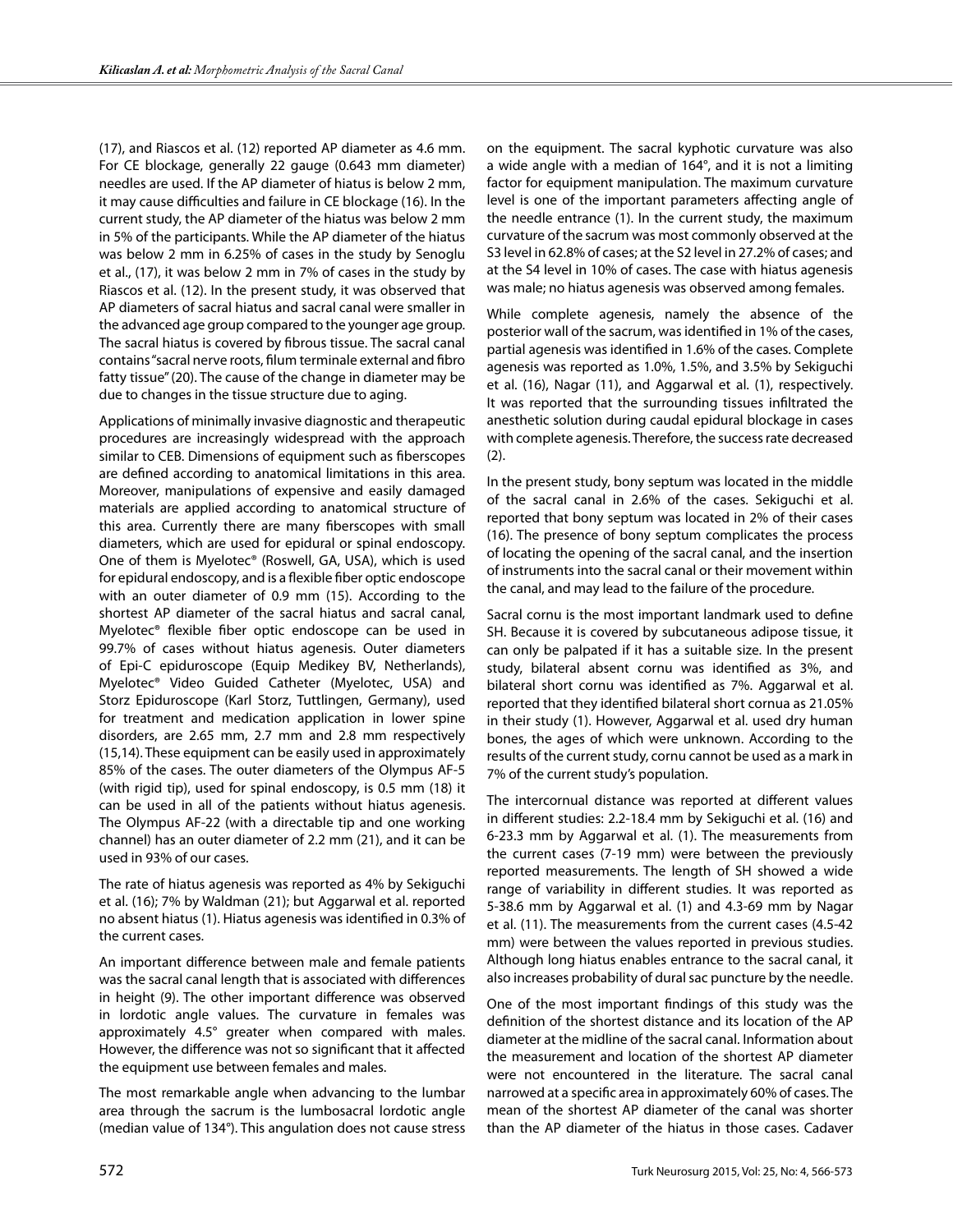(17), and Riascos et al. (12) reported AP diameter as 4.6 mm. For CE blockage, generally 22 gauge (0.643 mm diameter) needles are used. If the AP diameter of hiatus is below 2 mm, it may cause difficulties and failure in CE blockage (16). In the current study, the AP diameter of the hiatus was below 2 mm in 5% of the participants. While the AP diameter of the hiatus was below 2 mm in 6.25% of cases in the study by Senoglu et al., (17), it was below 2 mm in 7% of cases in the study by Riascos et al. (12). In the present study, it was observed that AP diameters of sacral hiatus and sacral canal were smaller in the advanced age group compared to the younger age group. The sacral hiatus is covered by fibrous tissue. The sacral canal contains "sacral nerve roots, filum terminale external and fibro fatty tissue" (20). The cause of the change in diameter may be due to changes in the tissue structure due to aging.

Applications of minimally invasive diagnostic and therapeutic procedures are increasingly widespread with the approach similar to CEB. Dimensions of equipment such as fiberscopes are defined according to anatomical limitations in this area. Moreover, manipulations of expensive and easily damaged materials are applied according to anatomical structure of this area. Currently there are many fiberscopes with small diameters, which are used for epidural or spinal endoscopy. One of them is Myelotec® (Roswell, GA, USA), which is used for epidural endoscopy, and is a flexible fiber optic endoscope with an outer diameter of 0.9 mm (15). According to the shortest AP diameter of the sacral hiatus and sacral canal, Myelotec® flexible fiber optic endoscope can be used in 99.7% of cases without hiatus agenesis. Outer diameters of Epi-C epiduroscope (Equip Medikey BV, Netherlands), Myelotec® Video Guided Catheter (Myelotec, USA) and Storz Epiduroscope (Karl Storz, Tuttlingen, Germany), used for treatment and medication application in lower spine disorders, are 2.65 mm, 2.7 mm and 2.8 mm respectively (15,14). These equipment can be easily used in approximately 85% of the cases. The outer diameters of the Olympus AF-5 (with rigid tip), used for spinal endoscopy, is 0.5 mm (18) it can be used in all of the patients without hiatus agenesis. The Olympus AF-22 (with a directable tip and one working channel) has an outer diameter of 2.2 mm (21), and it can be used in 93% of our cases.

The rate of hiatus agenesis was reported as 4% by Sekiguchi et al. (16); 7% by Waldman (21); but Aggarwal et al. reported no absent hiatus (1). Hiatus agenesis was identified in 0.3% of the current cases.

An important difference between male and female patients was the sacral canal length that is associated with differences in height (9). The other important difference was observed in lordotic angle values. The curvature in females was approximately 4.5° greater when compared with males. However, the difference was not so significant that it affected the equipment use between females and males.

The most remarkable angle when advancing to the lumbar area through the sacrum is the lumbosacral lordotic angle (median value of 134°). This angulation does not cause stress on the equipment. The sacral kyphotic curvature was also a wide angle with a median of 164°, and it is not a limiting factor for equipment manipulation. The maximum curvature level is one of the important parameters affecting angle of the needle entrance (1). In the current study, the maximum curvature of the sacrum was most commonly observed at the S3 level in 62.8% of cases; at the S2 level in 27.2% of cases; and at the S4 level in 10% of cases. The case with hiatus agenesis was male; no hiatus agenesis was observed among females.

While complete agenesis, namely the absence of the posterior wall of the sacrum, was identified in 1% of the cases, partial agenesis was identified in 1.6% of the cases. Complete agenesis was reported as 1.0%, 1.5%, and 3.5% by Sekiguchi et al. (16), Nagar (11), and Aggarwal et al. (1), respectively. It was reported that the surrounding tissues infiltrated the anesthetic solution during caudal epidural blockage in cases with complete agenesis. Therefore, the success rate decreased (2).

In the present study, bony septum was located in the middle of the sacral canal in 2.6% of the cases. Sekiguchi et al. reported that bony septum was located in 2% of their cases (16). The presence of bony septum complicates the process of locating the opening of the sacral canal, and the insertion of instruments into the sacral canal or their movement within the canal, and may lead to the failure of the procedure.

Sacral cornu is the most important landmark used to define SH. Because it is covered by subcutaneous adipose tissue, it can only be palpated if it has a suitable size. In the present study, bilateral absent cornu was identified as 3%, and bilateral short cornu was identified as 7%. Aggarwal et al. reported that they identified bilateral short cornua as 21.05% in their study (1). However, Aggarwal et al. used dry human bones, the ages of which were unknown. According to the results of the current study, cornu cannot be used as a mark in 7% of the current study's population.

The intercornual distance was reported at different values in different studies: 2.2-18.4 mm by Sekiguchi et al. (16) and 6-23.3 mm by Aggarwal et al. (1). The measurements from the current cases (7-19 mm) were between the previously reported measurements. The length of SH showed a wide range of variability in different studies. It was reported as 5-38.6 mm by Aggarwal et al. (1) and 4.3-69 mm by Nagar et al. (11). The measurements from the current cases (4.5-42 mm) were between the values reported in previous studies. Although long hiatus enables entrance to the sacral canal, it also increases probability of dural sac puncture by the needle.

One of the most important findings of this study was the definition of the shortest distance and its location of the AP diameter at the midline of the sacral canal. Information about the measurement and location of the shortest AP diameter were not encountered in the literature. The sacral canal narrowed at a specific area in approximately 60% of cases. The mean of the shortest AP diameter of the canal was shorter than the AP diameter of the hiatus in those cases. Cadaver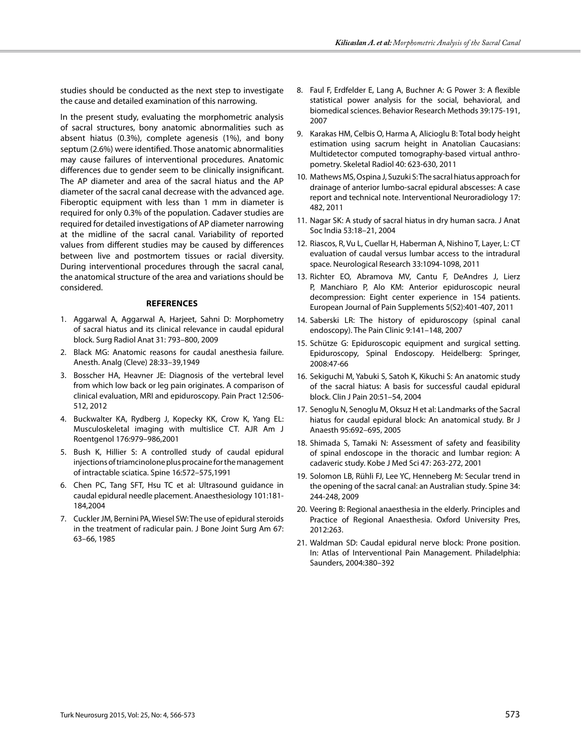studies should be conducted as the next step to investigate the cause and detailed examination of this narrowing.

In the present study, evaluating the morphometric analysis of sacral structures, bony anatomic abnormalities such as absent hiatus (0.3%), complete agenesis (1%), and bony septum (2.6%) were identified. Those anatomic abnormalities may cause failures of interventional procedures. Anatomic differences due to gender seem to be clinically insignificant. The AP diameter and area of the sacral hiatus and the AP diameter of the sacral canal decrease with the advanced age. Fiberoptic equipment with less than 1 mm in diameter is required for only 0.3% of the population. Cadaver studies are required for detailed investigations of AP diameter narrowing at the midline of the sacral canal. Variability of reported values from different studies may be caused by differences between live and postmortem tissues or racial diversity. During interventional procedures through the sacral canal, the anatomical structure of the area and variations should be considered.

## REFERENCES

1. Aggarwal A, Aggarwal A, Harjeet, Sahni D: Morphometry of sacral hiatus and its clinical relevance in caudal epidural block. Surg Radiol Anat 31: 793–800, 2009
2. Black MG: Anatomic reasons for caudal anesthesia failure. Anesth. Analg (Cleve) 28:33–39,1949
3. Bosscher HA, Heavner JE: Diagnosis of the vertebral level from which low back or leg pain originates. A comparison of clinical evaluation, MRI and epiduroscopy. Pain Pract 12:506-512, 2012
4. Buckwalter KA, Rydberg J, Kopecky KK, Crow K, Yang EL: Musculoskeletal imaging with multislice CT. AJR Am J Roentgenol 176:979–986,2001
5. Bush K, Hillier S: A controlled study of caudal epidural injections of triamcinolone plus procaine for the management of intractable sciatica. Spine 16:572–575,1991
6. Chen PC, Tang SFT, Hsu TC et al: Ultrasound guidance in caudal epidural needle placement. Anaesthesiology 101:181-184,2004
7. Cuckler JM, Bernini PA, Wiesel SW: The use of epidural steroids in the treatment of radicular pain. J Bone Joint Surg Am 67: 63–66, 1985
8. Faul F, Erdfelder E, Lang A, Buchner A: G Power 3: A flexible statistical power analysis for the social, behavioral, and biomedical sciences. Behavior Research Methods 39:175-191, 2007
9. Karakas HM, Celbis O, Harma A, Alicioglu B: Total body height estimation using sacrum height in Anatolian Caucasians: Multidetector computed tomography-based virtual anthropometry. Skeletal Radiol 40: 623-630, 2011
10. Mathews MS, Ospina J, Suzuki S: The sacral hiatus approach for drainage of anterior lumbo-sacral epidural abscesses: A case report and technical note. Interventional Neuroradiology 17: 482, 2011
11. Nagar SK: A study of sacral hiatus in dry human sacra. J Anat Soc India 53:18–21, 2004
12. Riascos, R, Vu L, Cuellar H, Haberman A, Nishino T, Layer, L: CT evaluation of caudal versus lumbar access to the intradural space. Neurological Research 33:1094-1098, 2011
13. Richter EO, Abramova MV, Cantu F, DeAndres J, Lierz P, Manchiaro P, Alo KM: Anterior epiduroscopic neural decompression: Eight center experience in 154 patients. European Journal of Pain Supplements 5(S2):401-407, 2011
14. Saberski LR: The history of epiduroscopy (spinal canal endoscopy). The Pain Clinic 9:141–148, 2007
15. Schütze G: Epiduroscopic equipment and surgical setting. Epiduroscopy, Spinal Endoscopy. Heidelberg: Springer, 2008:47-66
16. Sekiguchi M, Yabuki S, Satoh K, Kikuchi S: An anatomic study of the sacral hiatus: A basis for successful caudal epidural block. Clin J Pain 20:51–54, 2004
17. Senoglu N, Senoglu M, Oksuz H et al: Landmarks of the Sacral hiatus for caudal epidural block: An anatomical study. Br J Anaesth 95:692–695, 2005
18. Shimada S, Tamaki N: Assessment of safety and feasibility of spinal endoscope in the thoracic and lumbar region: A cadaveric study. Kobe J Med Sci 47: 263-272, 2001
19. Solomon LB, Rühli FJ, Lee YC, Henneberg M: Secular trend in the opening of the sacral canal: an Australian study. Spine 34: 244-248, 2009
20. Veering B: Regional anaesthesia in the elderly. Principles and Practice of Regional Anaesthesia. Oxford University Pres, 2012:263.
21. Waldman SD: Caudal epidural nerve block: Prone position. In: Atlas of Interventional Pain Management. Philadelphia: Saunders, 2004:380–392